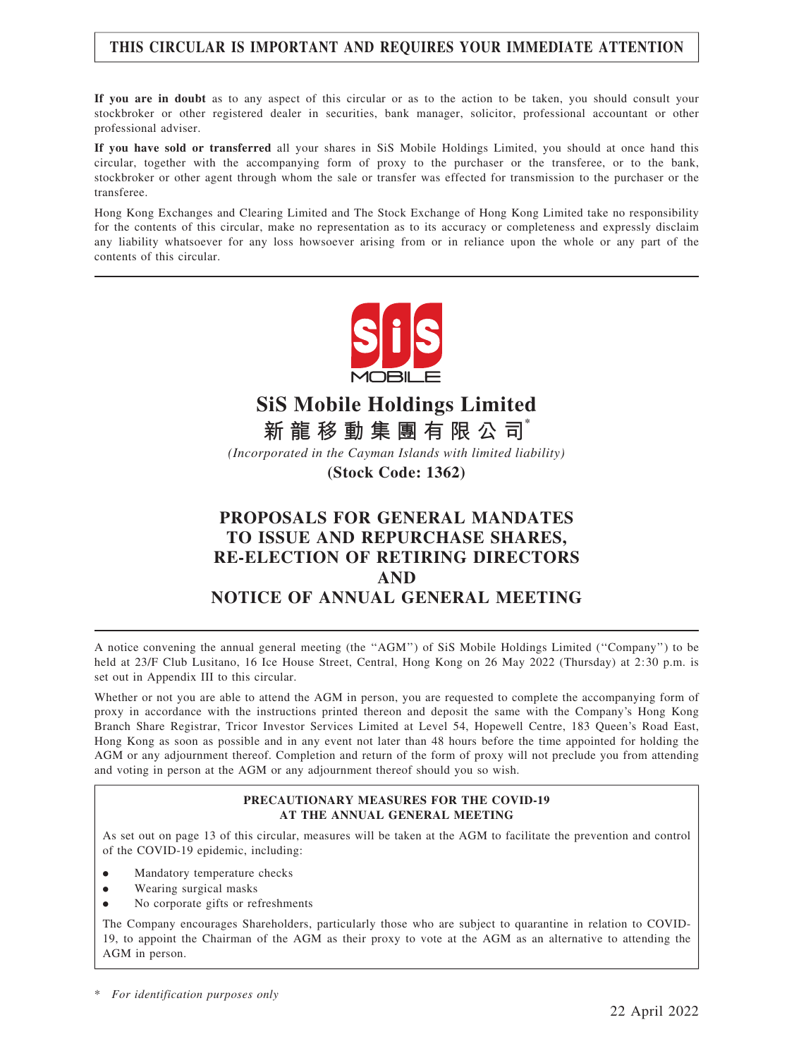**THIS CIRCULAR IS IMPORTANT AND REQUIRES YOUR IMMEDIATE ATTENTION**

**If you are in doubt** as to any aspect of this circular or as to the action to be taken, you should consult your stockbroker or other registered dealer in securities, bank manager, solicitor, professional accountant or other professional adviser.

**If you have sold or transferred** all your shares in SiS Mobile Holdings Limited, you should at once hand this circular, together with the accompanying form of proxy to the purchaser or the transferee, or to the bank, stockbroker or other agent through whom the sale or transfer was effected for transmission to the purchaser or the transferee.

Hong Kong Exchanges and Clearing Limited and The Stock Exchange of Hong Kong Limited take no responsibility for the contents of this circular, make no representation as to its accuracy or completeness and expressly disclaim any liability whatsoever for any loss howsoever arising from or in reliance upon the whole or any part of the contents of this circular.

# SiS Mobile Holdings Limited

**新龍移動集團有限公司***

*(Incorporated in the Cayman Islands with limited liability)*

**(Stock Code: 1362)**

# PROPOSALS FOR GENERAL MANDATES TO ISSUE AND REPURCHASE SHARES, RE-ELECTION OF RETIRING DIRECTORS AND NOTICE OF ANNUAL GENERAL MEETING

A notice convening the annual general meeting (the "AGM") of SiS Mobile Holdings Limited ("Company") to be held at 23/F Club Lusitano, 16 Ice House Street, Central, Hong Kong on 26 May 2022 (Thursday) at 2:30 p.m. is set out in Appendix III to this circular.

Whether or not you are able to attend the AGM in person, you are requested to complete the accompanying form of proxy in accordance with the instructions printed thereon and deposit the same with the Company's Hong Kong Branch Share Registrar, Tricor Investor Services Limited at Level 54, Hopewell Centre, 183 Queen's Road East, Hong Kong as soon as possible and in any event not later than 48 hours before the time appointed for holding the AGM or any adjournment thereof. Completion and return of the form of proxy will not preclude you from attending and voting in person at the AGM or any adjournment thereof should you so wish.

**PRECAUTIONARY MEASURES FOR THE COVID-19 AT THE ANNUAL GENERAL MEETING**

As set out on page 13 of this circular, measures will be taken at the AGM to facilitate the prevention and control of the COVID-19 epidemic, including:

- Mandatory temperature checks
- Wearing surgical masks
- No corporate gifts or refreshments

The Company encourages Shareholders, particularly those who are subject to quarantine in relation to COVID-19, to appoint the Chairman of the AGM as their proxy to vote at the AGM as an alternative to attending the AGM in person.

\* *For identification purposes only*

22 April 2022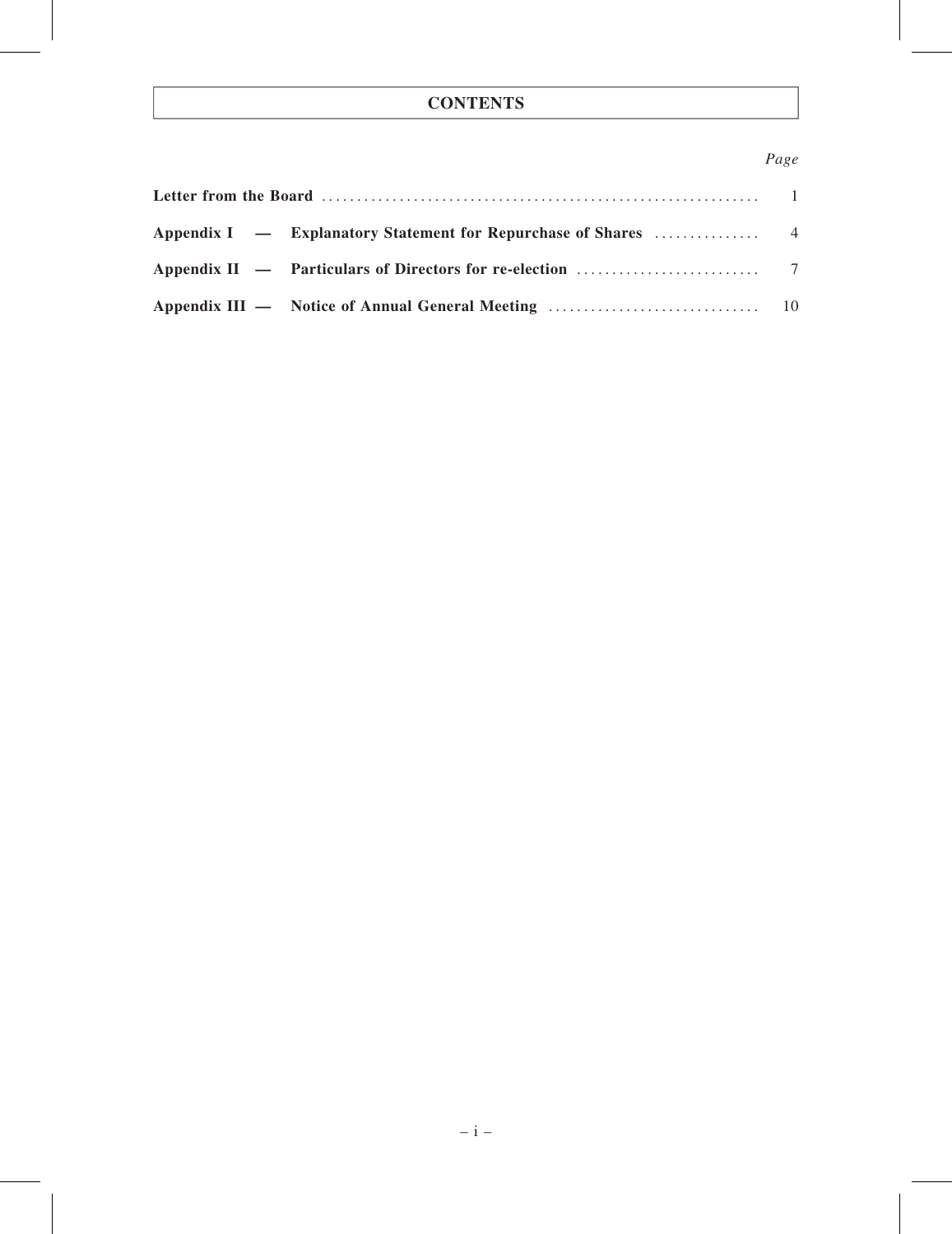# CONTENTS

| | *Page* |
|---|---|
| **Letter from the Board** | 1 |
| **Appendix I — Explanatory Statement for Repurchase of Shares** | 4 |
| **Appendix II — Particulars of Directors for re-election** | 7 |
| **Appendix III — Notice of Annual General Meeting** | 10 |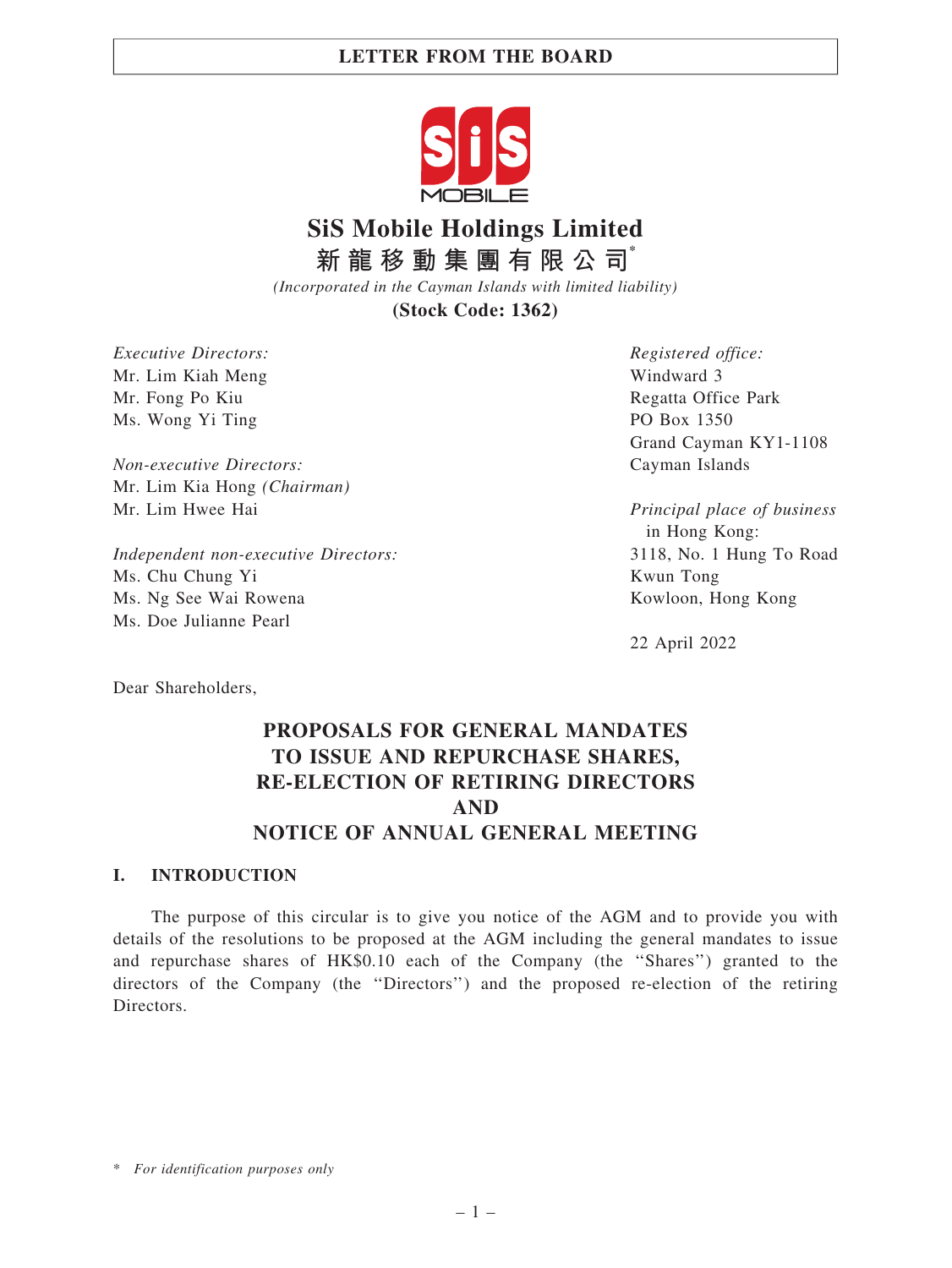# SiS Mobile Holdings Limited

**新龍移動集團有限公司***

*(Incorporated in the Cayman Islands with limited liability)*

**(Stock Code: 1362)**

*Executive Directors:*
Mr. Lim Kiah Meng
Mr. Fong Po Kiu
Ms. Wong Yi Ting

*Non-executive Directors:*
Mr. Lim Kia Hong *(Chairman)*
Mr. Lim Hwee Hai

*Independent non-executive Directors:*
Ms. Chu Chung Yi
Ms. Ng See Wai Rowena
Ms. Doe Julianne Pearl

*Registered office:*
Windward 3
Regatta Office Park
PO Box 1350
Grand Cayman KY1-1108
Cayman Islands

*Principal place of business in Hong Kong:*
3118, No. 1 Hung To Road
Kwun Tong
Kowloon, Hong Kong

22 April 2022

Dear Shareholders,

## PROPOSALS FOR GENERAL MANDATES TO ISSUE AND REPURCHASE SHARES, RE-ELECTION OF RETIRING DIRECTORS AND NOTICE OF ANNUAL GENERAL MEETING

### I. INTRODUCTION

The purpose of this circular is to give you notice of the AGM and to provide you with details of the resolutions to be proposed at the AGM including the general mandates to issue and repurchase shares of HK$0.10 each of the Company (the "Shares") granted to the directors of the Company (the "Directors") and the proposed re-election of the retiring Directors.

\* *For identification purposes only*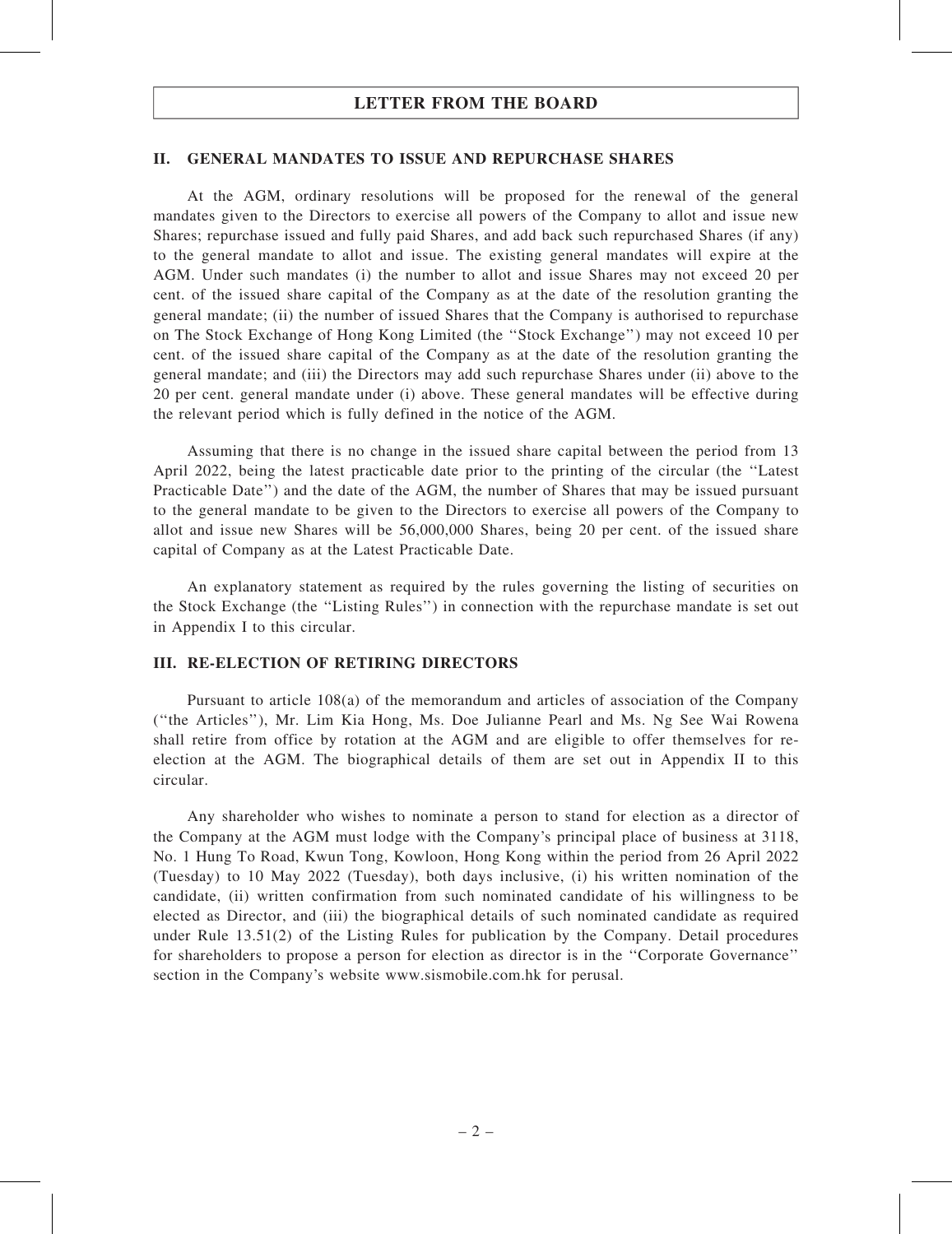## II. GENERAL MANDATES TO ISSUE AND REPURCHASE SHARES

At the AGM, ordinary resolutions will be proposed for the renewal of the general mandates given to the Directors to exercise all powers of the Company to allot and issue new Shares; repurchase issued and fully paid Shares, and add back such repurchased Shares (if any) to the general mandate to allot and issue. The existing general mandates will expire at the AGM. Under such mandates (i) the number to allot and issue Shares may not exceed 20 per cent. of the issued share capital of the Company as at the date of the resolution granting the general mandate; (ii) the number of issued Shares that the Company is authorised to repurchase on The Stock Exchange of Hong Kong Limited (the ''Stock Exchange'') may not exceed 10 per cent. of the issued share capital of the Company as at the date of the resolution granting the general mandate; and (iii) the Directors may add such repurchase Shares under (ii) above to the 20 per cent. general mandate under (i) above. These general mandates will be effective during the relevant period which is fully defined in the notice of the AGM.

Assuming that there is no change in the issued share capital between the period from 13 April 2022, being the latest practicable date prior to the printing of the circular (the ''Latest Practicable Date'') and the date of the AGM, the number of Shares that may be issued pursuant to the general mandate to be given to the Directors to exercise all powers of the Company to allot and issue new Shares will be 56,000,000 Shares, being 20 per cent. of the issued share capital of Company as at the Latest Practicable Date.

An explanatory statement as required by the rules governing the listing of securities on the Stock Exchange (the ''Listing Rules'') in connection with the repurchase mandate is set out in Appendix I to this circular.

## III. RE-ELECTION OF RETIRING DIRECTORS

Pursuant to article 108(a) of the memorandum and articles of association of the Company (''the Articles''), Mr. Lim Kia Hong, Ms. Doe Julianne Pearl and Ms. Ng See Wai Rowena shall retire from office by rotation at the AGM and are eligible to offer themselves for re-election at the AGM. The biographical details of them are set out in Appendix II to this circular.

Any shareholder who wishes to nominate a person to stand for election as a director of the Company at the AGM must lodge with the Company's principal place of business at 3118, No. 1 Hung To Road, Kwun Tong, Kowloon, Hong Kong within the period from 26 April 2022 (Tuesday) to 10 May 2022 (Tuesday), both days inclusive, (i) his written nomination of the candidate, (ii) written confirmation from such nominated candidate of his willingness to be elected as Director, and (iii) the biographical details of such nominated candidate as required under Rule 13.51(2) of the Listing Rules for publication by the Company. Detail procedures for shareholders to propose a person for election as director is in the ''Corporate Governance'' section in the Company's website www.sismobile.com.hk for perusal.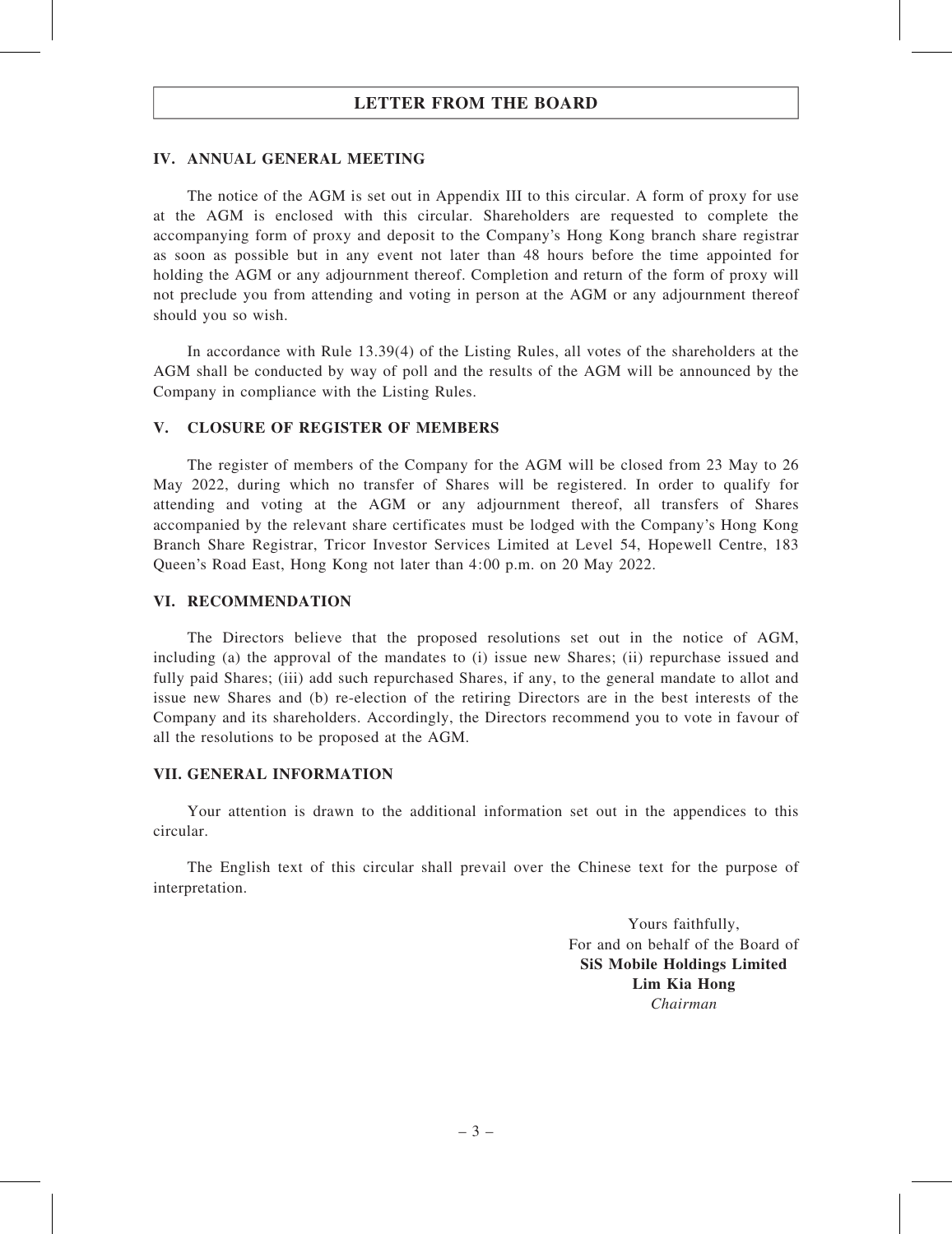## LETTER FROM THE BOARD

### IV. ANNUAL GENERAL MEETING

The notice of the AGM is set out in Appendix III to this circular. A form of proxy for use at the AGM is enclosed with this circular. Shareholders are requested to complete the accompanying form of proxy and deposit to the Company's Hong Kong branch share registrar as soon as possible but in any event not later than 48 hours before the time appointed for holding the AGM or any adjournment thereof. Completion and return of the form of proxy will not preclude you from attending and voting in person at the AGM or any adjournment thereof should you so wish.

In accordance with Rule 13.39(4) of the Listing Rules, all votes of the shareholders at the AGM shall be conducted by way of poll and the results of the AGM will be announced by the Company in compliance with the Listing Rules.

### V. CLOSURE OF REGISTER OF MEMBERS

The register of members of the Company for the AGM will be closed from 23 May to 26 May 2022, during which no transfer of Shares will be registered. In order to qualify for attending and voting at the AGM or any adjournment thereof, all transfers of Shares accompanied by the relevant share certificates must be lodged with the Company's Hong Kong Branch Share Registrar, Tricor Investor Services Limited at Level 54, Hopewell Centre, 183 Queen's Road East, Hong Kong not later than 4:00 p.m. on 20 May 2022.

### VI. RECOMMENDATION

The Directors believe that the proposed resolutions set out in the notice of AGM, including (a) the approval of the mandates to (i) issue new Shares; (ii) repurchase issued and fully paid Shares; (iii) add such repurchased Shares, if any, to the general mandate to allot and issue new Shares and (b) re-election of the retiring Directors are in the best interests of the Company and its shareholders. Accordingly, the Directors recommend you to vote in favour of all the resolutions to be proposed at the AGM.

### VII. GENERAL INFORMATION

Your attention is drawn to the additional information set out in the appendices to this circular.

The English text of this circular shall prevail over the Chinese text for the purpose of interpretation.

Yours faithfully,
For and on behalf of the Board of
**SiS Mobile Holdings Limited**
**Lim Kia Hong**
*Chairman*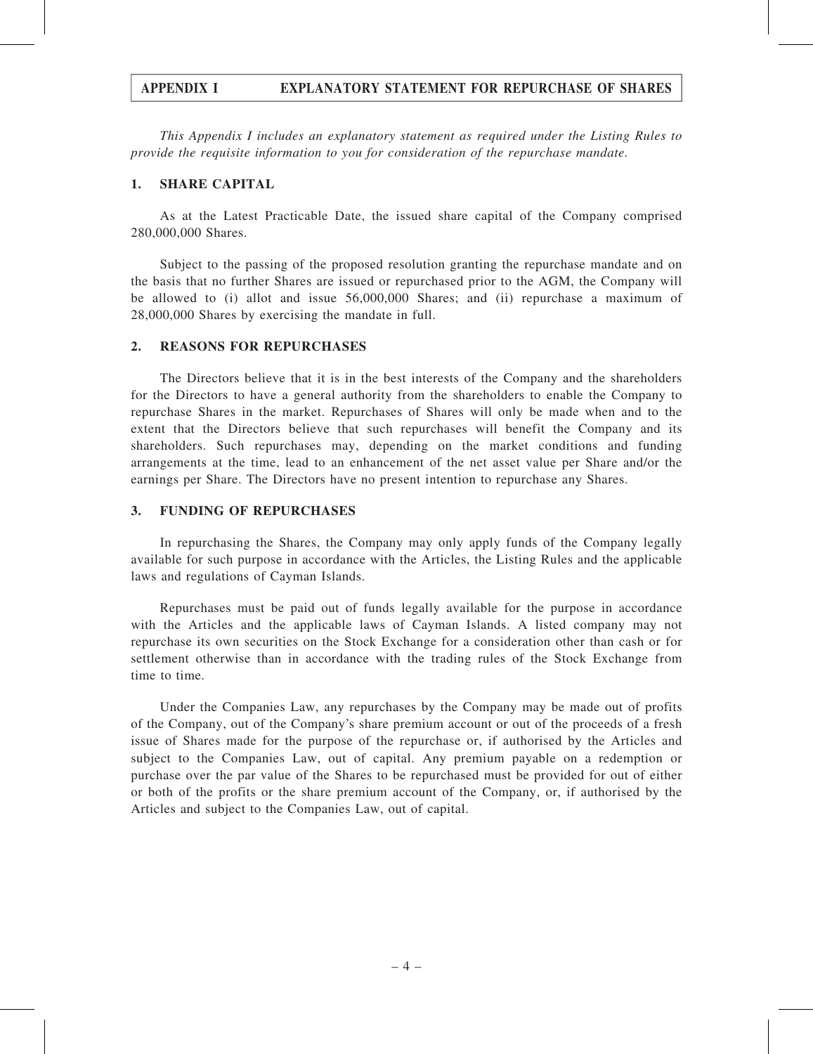# APPENDIX I EXPLANATORY STATEMENT FOR REPURCHASE OF SHARES

*This Appendix I includes an explanatory statement as required under the Listing Rules to provide the requisite information to you for consideration of the repurchase mandate.*

## 1. SHARE CAPITAL

As at the Latest Practicable Date, the issued share capital of the Company comprised 280,000,000 Shares.

Subject to the passing of the proposed resolution granting the repurchase mandate and on the basis that no further Shares are issued or repurchased prior to the AGM, the Company will be allowed to (i) allot and issue 56,000,000 Shares; and (ii) repurchase a maximum of 28,000,000 Shares by exercising the mandate in full.

## 2. REASONS FOR REPURCHASES

The Directors believe that it is in the best interests of the Company and the shareholders for the Directors to have a general authority from the shareholders to enable the Company to repurchase Shares in the market. Repurchases of Shares will only be made when and to the extent that the Directors believe that such repurchases will benefit the Company and its shareholders. Such repurchases may, depending on the market conditions and funding arrangements at the time, lead to an enhancement of the net asset value per Share and/or the earnings per Share. The Directors have no present intention to repurchase any Shares.

## 3. FUNDING OF REPURCHASES

In repurchasing the Shares, the Company may only apply funds of the Company legally available for such purpose in accordance with the Articles, the Listing Rules and the applicable laws and regulations of Cayman Islands.

Repurchases must be paid out of funds legally available for the purpose in accordance with the Articles and the applicable laws of Cayman Islands. A listed company may not repurchase its own securities on the Stock Exchange for a consideration other than cash or for settlement otherwise than in accordance with the trading rules of the Stock Exchange from time to time.

Under the Companies Law, any repurchases by the Company may be made out of profits of the Company, out of the Company's share premium account or out of the proceeds of a fresh issue of Shares made for the purpose of the repurchase or, if authorised by the Articles and subject to the Companies Law, out of capital. Any premium payable on a redemption or purchase over the par value of the Shares to be repurchased must be provided for out of either or both of the profits or the share premium account of the Company, or, if authorised by the Articles and subject to the Companies Law, out of capital.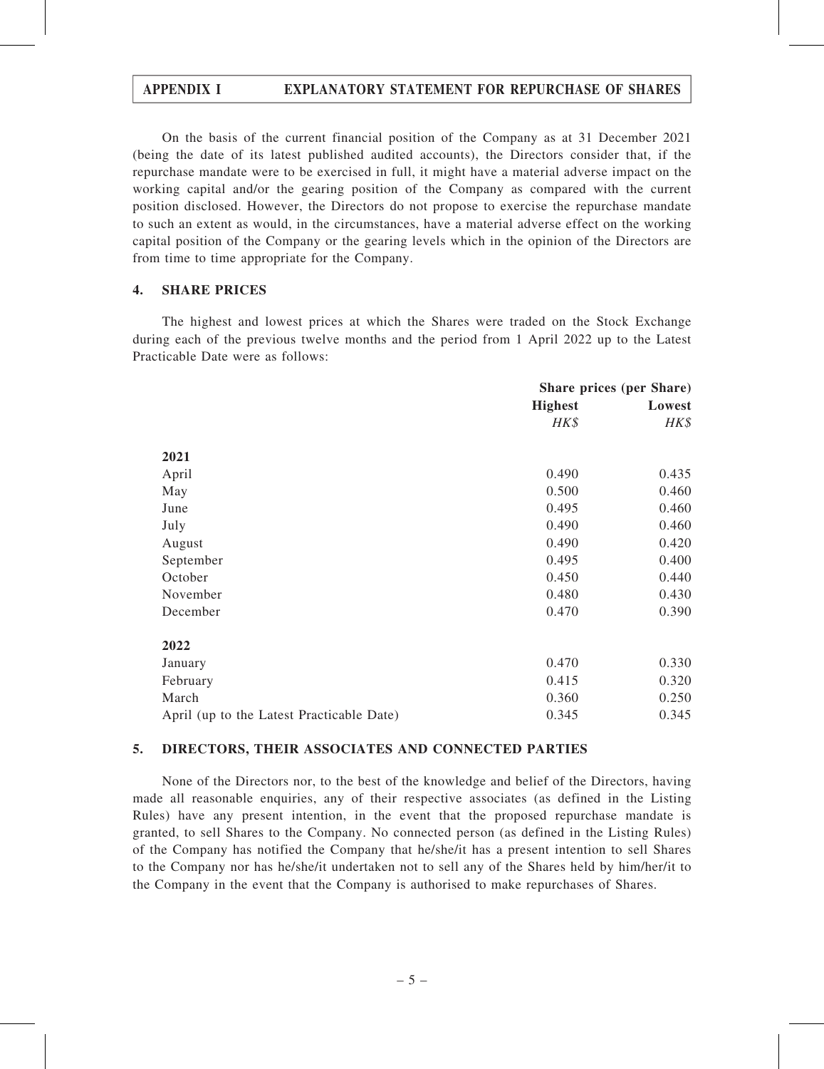On the basis of the current financial position of the Company as at 31 December 2021 (being the date of its latest published audited accounts), the Directors consider that, if the repurchase mandate were to be exercised in full, it might have a material adverse impact on the working capital and/or the gearing position of the Company as compared with the current position disclosed. However, the Directors do not propose to exercise the repurchase mandate to such an extent as would, in the circumstances, have a material adverse effect on the working capital position of the Company or the gearing levels which in the opinion of the Directors are from time to time appropriate for the Company.

## 4. SHARE PRICES

The highest and lowest prices at which the Shares were traded on the Stock Exchange during each of the previous twelve months and the period from 1 April 2022 up to the Latest Practicable Date were as follows:

| | Share prices (per Share) | |
|---|---|---|
| | **Highest** | **Lowest** |
| | *HK$* | *HK$* |
| **2021** | | |
| April | 0.490 | 0.435 |
| May | 0.500 | 0.460 |
| June | 0.495 | 0.460 |
| July | 0.490 | 0.460 |
| August | 0.490 | 0.420 |
| September | 0.495 | 0.400 |
| October | 0.450 | 0.440 |
| November | 0.480 | 0.430 |
| December | 0.470 | 0.390 |
| **2022** | | |
| January | 0.470 | 0.330 |
| February | 0.415 | 0.320 |
| March | 0.360 | 0.250 |
| April (up to the Latest Practicable Date) | 0.345 | 0.345 |

## 5. DIRECTORS, THEIR ASSOCIATES AND CONNECTED PARTIES

None of the Directors nor, to the best of the knowledge and belief of the Directors, having made all reasonable enquiries, any of their respective associates (as defined in the Listing Rules) have any present intention, in the event that the proposed repurchase mandate is granted, to sell Shares to the Company. No connected person (as defined in the Listing Rules) of the Company has notified the Company that he/she/it has a present intention to sell Shares to the Company nor has he/she/it undertaken not to sell any of the Shares held by him/her/it to the Company in the event that the Company is authorised to make repurchases of Shares.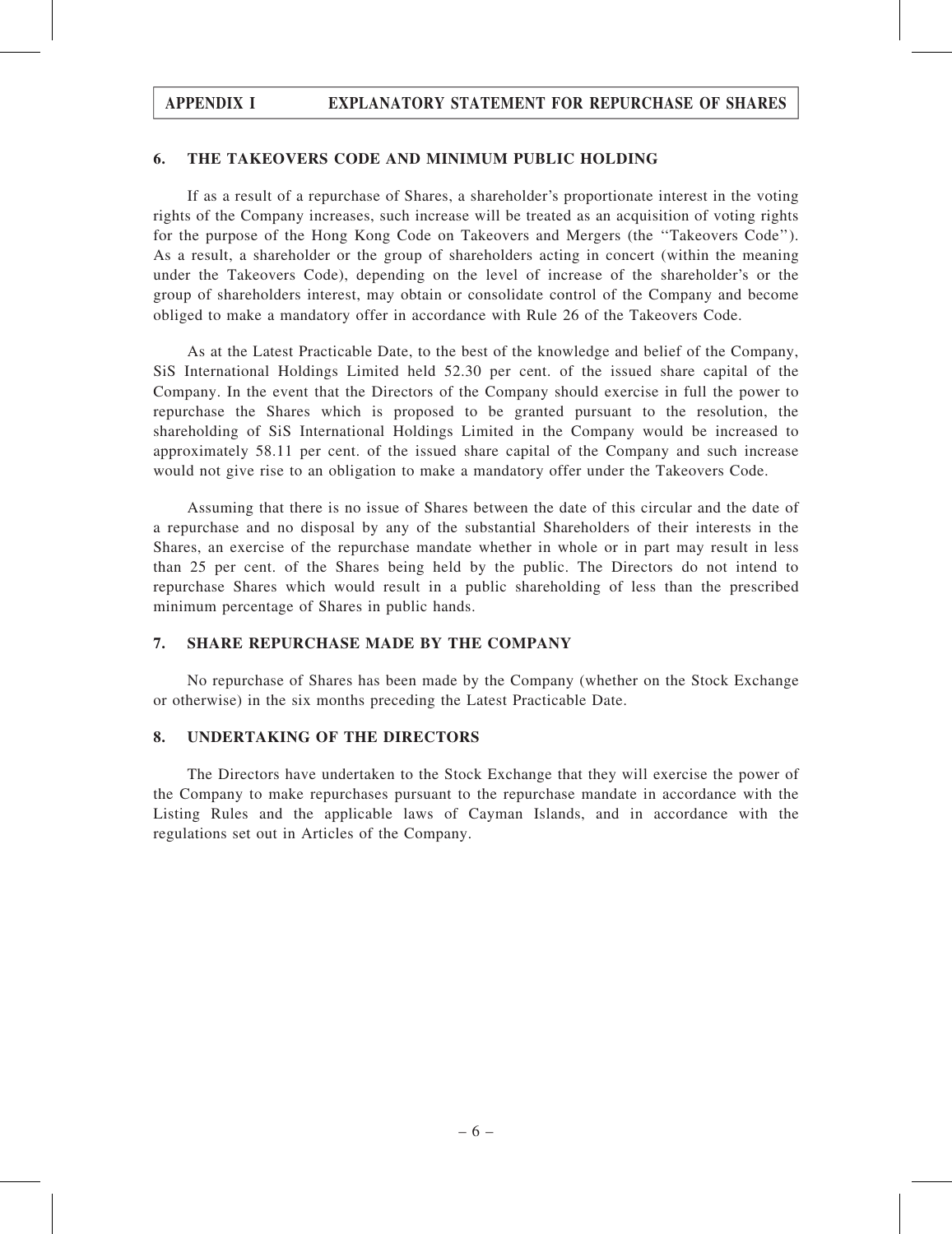## 6. THE TAKEOVERS CODE AND MINIMUM PUBLIC HOLDING

If as a result of a repurchase of Shares, a shareholder's proportionate interest in the voting rights of the Company increases, such increase will be treated as an acquisition of voting rights for the purpose of the Hong Kong Code on Takeovers and Mergers (the ''Takeovers Code''). As a result, a shareholder or the group of shareholders acting in concert (within the meaning under the Takeovers Code), depending on the level of increase of the shareholder's or the group of shareholders interest, may obtain or consolidate control of the Company and become obliged to make a mandatory offer in accordance with Rule 26 of the Takeovers Code.

As at the Latest Practicable Date, to the best of the knowledge and belief of the Company, SiS International Holdings Limited held 52.30 per cent. of the issued share capital of the Company. In the event that the Directors of the Company should exercise in full the power to repurchase the Shares which is proposed to be granted pursuant to the resolution, the shareholding of SiS International Holdings Limited in the Company would be increased to approximately 58.11 per cent. of the issued share capital of the Company and such increase would not give rise to an obligation to make a mandatory offer under the Takeovers Code.

Assuming that there is no issue of Shares between the date of this circular and the date of a repurchase and no disposal by any of the substantial Shareholders of their interests in the Shares, an exercise of the repurchase mandate whether in whole or in part may result in less than 25 per cent. of the Shares being held by the public. The Directors do not intend to repurchase Shares which would result in a public shareholding of less than the prescribed minimum percentage of Shares in public hands.

## 7. SHARE REPURCHASE MADE BY THE COMPANY

No repurchase of Shares has been made by the Company (whether on the Stock Exchange or otherwise) in the six months preceding the Latest Practicable Date.

## 8. UNDERTAKING OF THE DIRECTORS

The Directors have undertaken to the Stock Exchange that they will exercise the power of the Company to make repurchases pursuant to the repurchase mandate in accordance with the Listing Rules and the applicable laws of Cayman Islands, and in accordance with the regulations set out in Articles of the Company.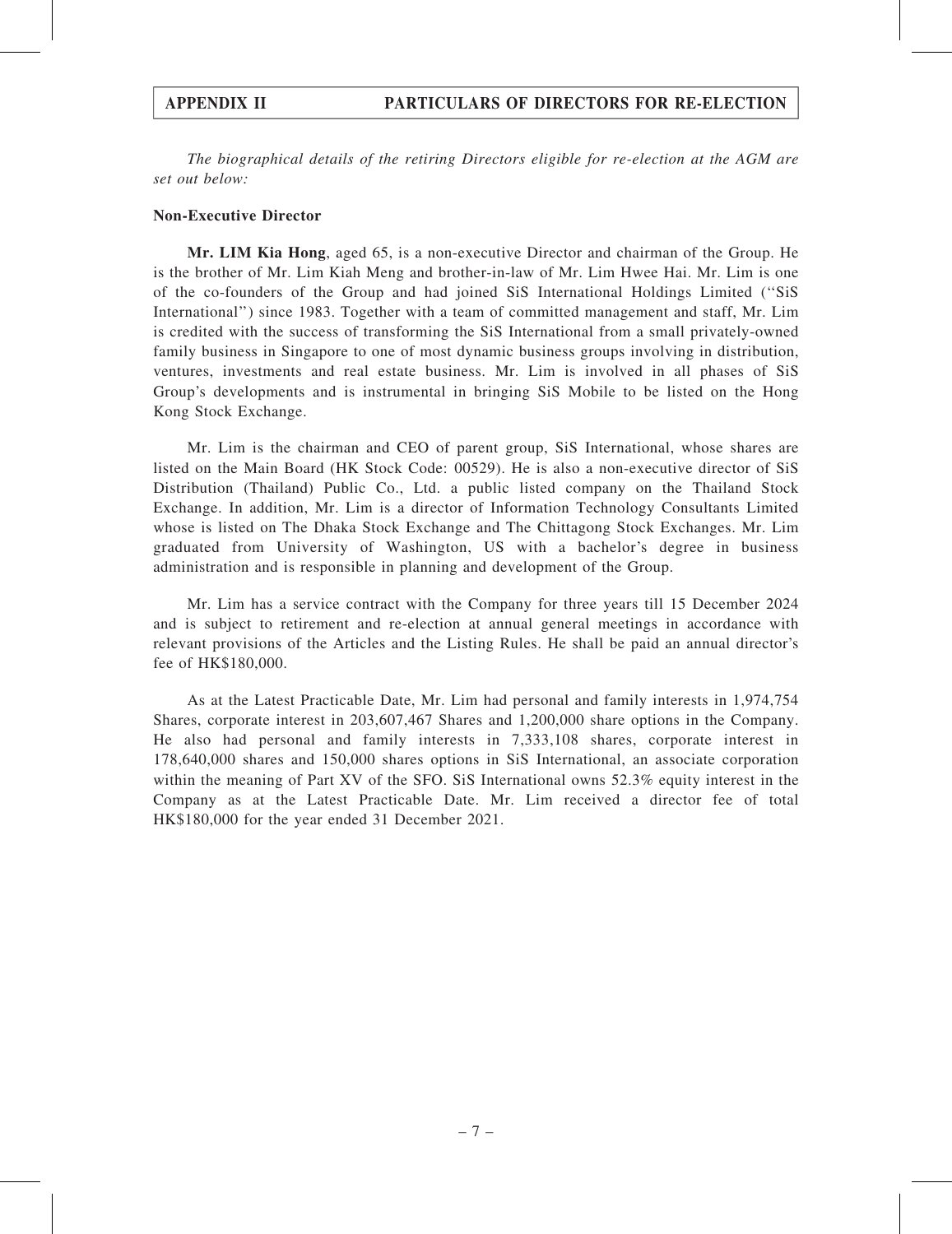# APPENDIX II PARTICULARS OF DIRECTORS FOR RE-ELECTION

*The biographical details of the retiring Directors eligible for re-election at the AGM are set out below:*

**Non-Executive Director**

**Mr. LIM Kia Hong**, aged 65, is a non-executive Director and chairman of the Group. He is the brother of Mr. Lim Kiah Meng and brother-in-law of Mr. Lim Hwee Hai. Mr. Lim is one of the co-founders of the Group and had joined SiS International Holdings Limited (''SiS International'') since 1983. Together with a team of committed management and staff, Mr. Lim is credited with the success of transforming the SiS International from a small privately-owned family business in Singapore to one of most dynamic business groups involving in distribution, ventures, investments and real estate business. Mr. Lim is involved in all phases of SiS Group's developments and is instrumental in bringing SiS Mobile to be listed on the Hong Kong Stock Exchange.

Mr. Lim is the chairman and CEO of parent group, SiS International, whose shares are listed on the Main Board (HK Stock Code: 00529). He is also a non-executive director of SiS Distribution (Thailand) Public Co., Ltd. a public listed company on the Thailand Stock Exchange. In addition, Mr. Lim is a director of Information Technology Consultants Limited whose is listed on The Dhaka Stock Exchange and The Chittagong Stock Exchanges. Mr. Lim graduated from University of Washington, US with a bachelor's degree in business administration and is responsible in planning and development of the Group.

Mr. Lim has a service contract with the Company for three years till 15 December 2024 and is subject to retirement and re-election at annual general meetings in accordance with relevant provisions of the Articles and the Listing Rules. He shall be paid an annual director's fee of HK$180,000.

As at the Latest Practicable Date, Mr. Lim had personal and family interests in 1,974,754 Shares, corporate interest in 203,607,467 Shares and 1,200,000 share options in the Company. He also had personal and family interests in 7,333,108 shares, corporate interest in 178,640,000 shares and 150,000 shares options in SiS International, an associate corporation within the meaning of Part XV of the SFO. SiS International owns 52.3% equity interest in the Company as at the Latest Practicable Date. Mr. Lim received a director fee of total HK$180,000 for the year ended 31 December 2021.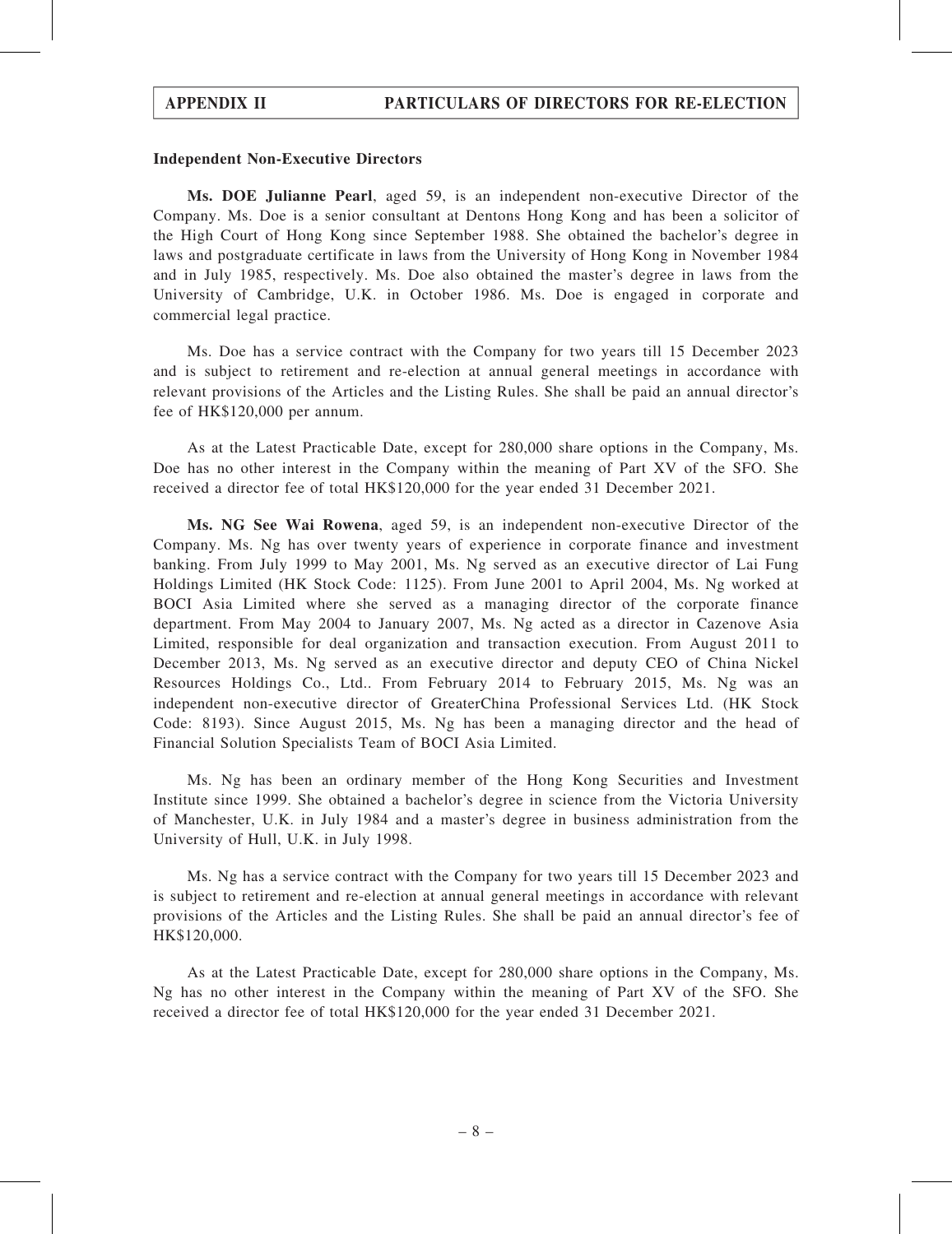## APPENDIX II PARTICULARS OF DIRECTORS FOR RE-ELECTION

**Independent Non-Executive Directors**

**Ms. DOE Julianne Pearl**, aged 59, is an independent non-executive Director of the Company. Ms. Doe is a senior consultant at Dentons Hong Kong and has been a solicitor of the High Court of Hong Kong since September 1988. She obtained the bachelor's degree in laws and postgraduate certificate in laws from the University of Hong Kong in November 1984 and in July 1985, respectively. Ms. Doe also obtained the master's degree in laws from the University of Cambridge, U.K. in October 1986. Ms. Doe is engaged in corporate and commercial legal practice.

Ms. Doe has a service contract with the Company for two years till 15 December 2023 and is subject to retirement and re-election at annual general meetings in accordance with relevant provisions of the Articles and the Listing Rules. She shall be paid an annual director's fee of HK$120,000 per annum.

As at the Latest Practicable Date, except for 280,000 share options in the Company, Ms. Doe has no other interest in the Company within the meaning of Part XV of the SFO. She received a director fee of total HK$120,000 for the year ended 31 December 2021.

**Ms. NG See Wai Rowena**, aged 59, is an independent non-executive Director of the Company. Ms. Ng has over twenty years of experience in corporate finance and investment banking. From July 1999 to May 2001, Ms. Ng served as an executive director of Lai Fung Holdings Limited (HK Stock Code: 1125). From June 2001 to April 2004, Ms. Ng worked at BOCI Asia Limited where she served as a managing director of the corporate finance department. From May 2004 to January 2007, Ms. Ng acted as a director in Cazenove Asia Limited, responsible for deal organization and transaction execution. From August 2011 to December 2013, Ms. Ng served as an executive director and deputy CEO of China Nickel Resources Holdings Co., Ltd.. From February 2014 to February 2015, Ms. Ng was an independent non-executive director of GreaterChina Professional Services Ltd. (HK Stock Code: 8193). Since August 2015, Ms. Ng has been a managing director and the head of Financial Solution Specialists Team of BOCI Asia Limited.

Ms. Ng has been an ordinary member of the Hong Kong Securities and Investment Institute since 1999. She obtained a bachelor's degree in science from the Victoria University of Manchester, U.K. in July 1984 and a master's degree in business administration from the University of Hull, U.K. in July 1998.

Ms. Ng has a service contract with the Company for two years till 15 December 2023 and is subject to retirement and re-election at annual general meetings in accordance with relevant provisions of the Articles and the Listing Rules. She shall be paid an annual director's fee of HK$120,000.

As at the Latest Practicable Date, except for 280,000 share options in the Company, Ms. Ng has no other interest in the Company within the meaning of Part XV of the SFO. She received a director fee of total HK$120,000 for the year ended 31 December 2021.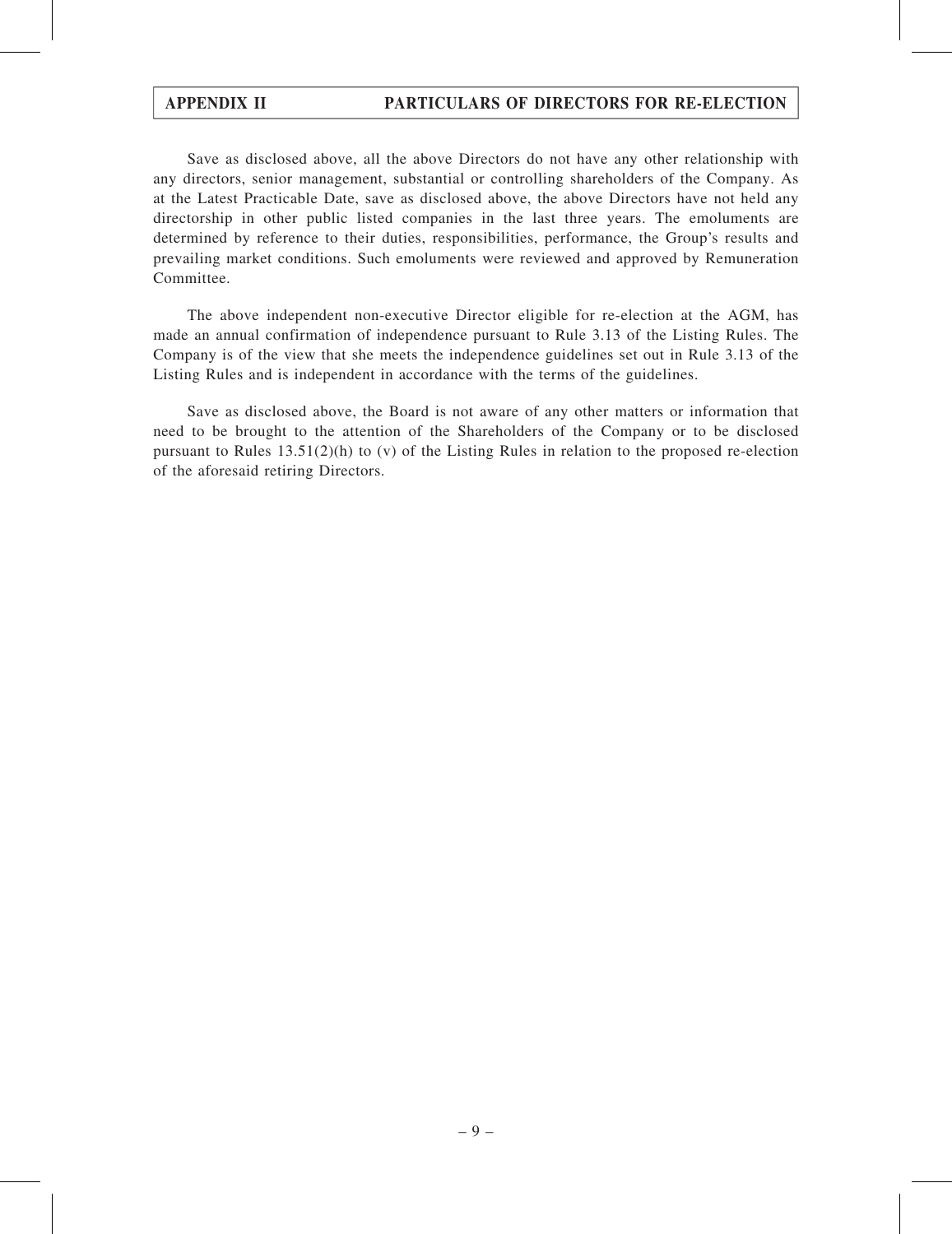Save as disclosed above, all the above Directors do not have any other relationship with any directors, senior management, substantial or controlling shareholders of the Company. As at the Latest Practicable Date, save as disclosed above, the above Directors have not held any directorship in other public listed companies in the last three years. The emoluments are determined by reference to their duties, responsibilities, performance, the Group's results and prevailing market conditions. Such emoluments were reviewed and approved by Remuneration Committee.

The above independent non-executive Director eligible for re-election at the AGM, has made an annual confirmation of independence pursuant to Rule 3.13 of the Listing Rules. The Company is of the view that she meets the independence guidelines set out in Rule 3.13 of the Listing Rules and is independent in accordance with the terms of the guidelines.

Save as disclosed above, the Board is not aware of any other matters or information that need to be brought to the attention of the Shareholders of the Company or to be disclosed pursuant to Rules 13.51(2)(h) to (v) of the Listing Rules in relation to the proposed re-election of the aforesaid retiring Directors.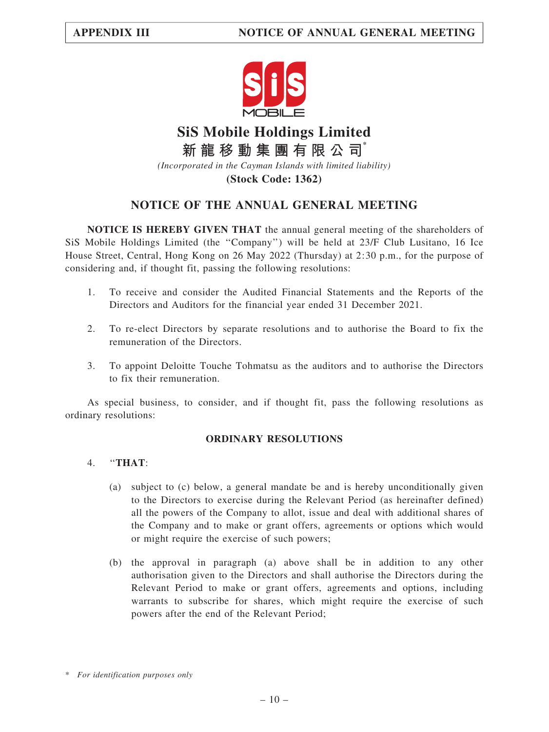SiS MOBILE

# SiS Mobile Holdings Limited

**新龍移動集團有限公司***

*(Incorporated in the Cayman Islands with limited liability)*

**(Stock Code: 1362)**

## NOTICE OF THE ANNUAL GENERAL MEETING

**NOTICE IS HEREBY GIVEN THAT** the annual general meeting of the shareholders of SiS Mobile Holdings Limited (the "Company") will be held at 23/F Club Lusitano, 16 Ice House Street, Central, Hong Kong on 26 May 2022 (Thursday) at 2:30 p.m., for the purpose of considering and, if thought fit, passing the following resolutions:

1. To receive and consider the Audited Financial Statements and the Reports of the Directors and Auditors for the financial year ended 31 December 2021.

2. To re-elect Directors by separate resolutions and to authorise the Board to fix the remuneration of the Directors.

3. To appoint Deloitte Touche Tohmatsu as the auditors and to authorise the Directors to fix their remuneration.

As special business, to consider, and if thought fit, pass the following resolutions as ordinary resolutions:

### ORDINARY RESOLUTIONS

4. "**THAT**:

   (a) subject to (c) below, a general mandate be and is hereby unconditionally given to the Directors to exercise during the Relevant Period (as hereinafter defined) all the powers of the Company to allot, issue and deal with additional shares of the Company and to make or grant offers, agreements or options which would or might require the exercise of such powers;

   (b) the approval in paragraph (a) above shall be in addition to any other authorisation given to the Directors and shall authorise the Directors during the Relevant Period to make or grant offers, agreements and options, including warrants to subscribe for shares, which might require the exercise of such powers after the end of the Relevant Period;

\* *For identification purposes only*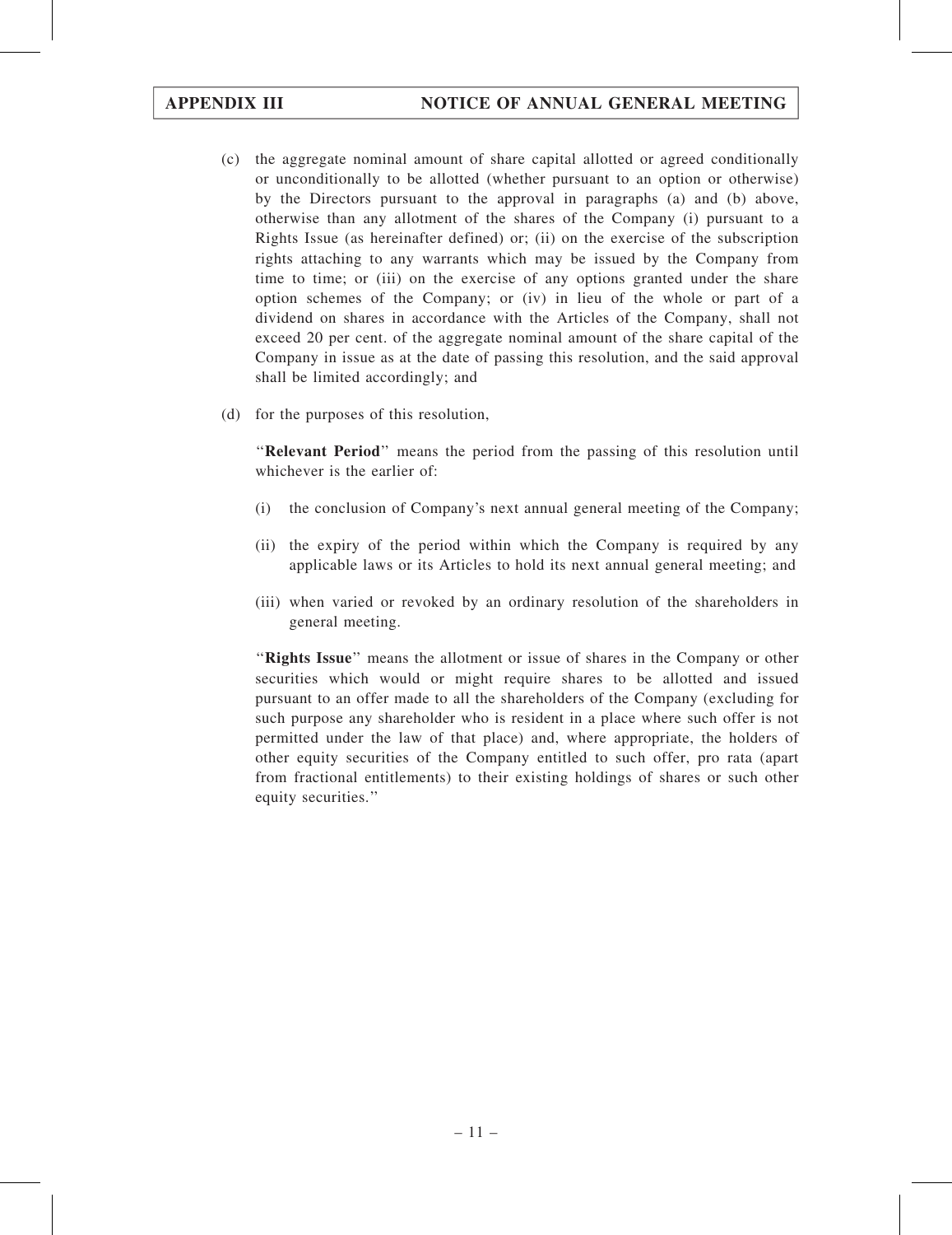(c) the aggregate nominal amount of share capital allotted or agreed conditionally or unconditionally to be allotted (whether pursuant to an option or otherwise) by the Directors pursuant to the approval in paragraphs (a) and (b) above, otherwise than any allotment of the shares of the Company (i) pursuant to a Rights Issue (as hereinafter defined) or; (ii) on the exercise of the subscription rights attaching to any warrants which may be issued by the Company from time to time; or (iii) on the exercise of any options granted under the share option schemes of the Company; or (iv) in lieu of the whole or part of a dividend on shares in accordance with the Articles of the Company, shall not exceed 20 per cent. of the aggregate nominal amount of the share capital of the Company in issue as at the date of passing this resolution, and the said approval shall be limited accordingly; and

(d) for the purposes of this resolution,

"**Relevant Period**" means the period from the passing of this resolution until whichever is the earlier of:

(i) the conclusion of Company's next annual general meeting of the Company;

(ii) the expiry of the period within which the Company is required by any applicable laws or its Articles to hold its next annual general meeting; and

(iii) when varied or revoked by an ordinary resolution of the shareholders in general meeting.

"**Rights Issue**" means the allotment or issue of shares in the Company or other securities which would or might require shares to be allotted and issued pursuant to an offer made to all the shareholders of the Company (excluding for such purpose any shareholder who is resident in a place where such offer is not permitted under the law of that place) and, where appropriate, the holders of other equity securities of the Company entitled to such offer, pro rata (apart from fractional entitlements) to their existing holdings of shares or such other equity securities."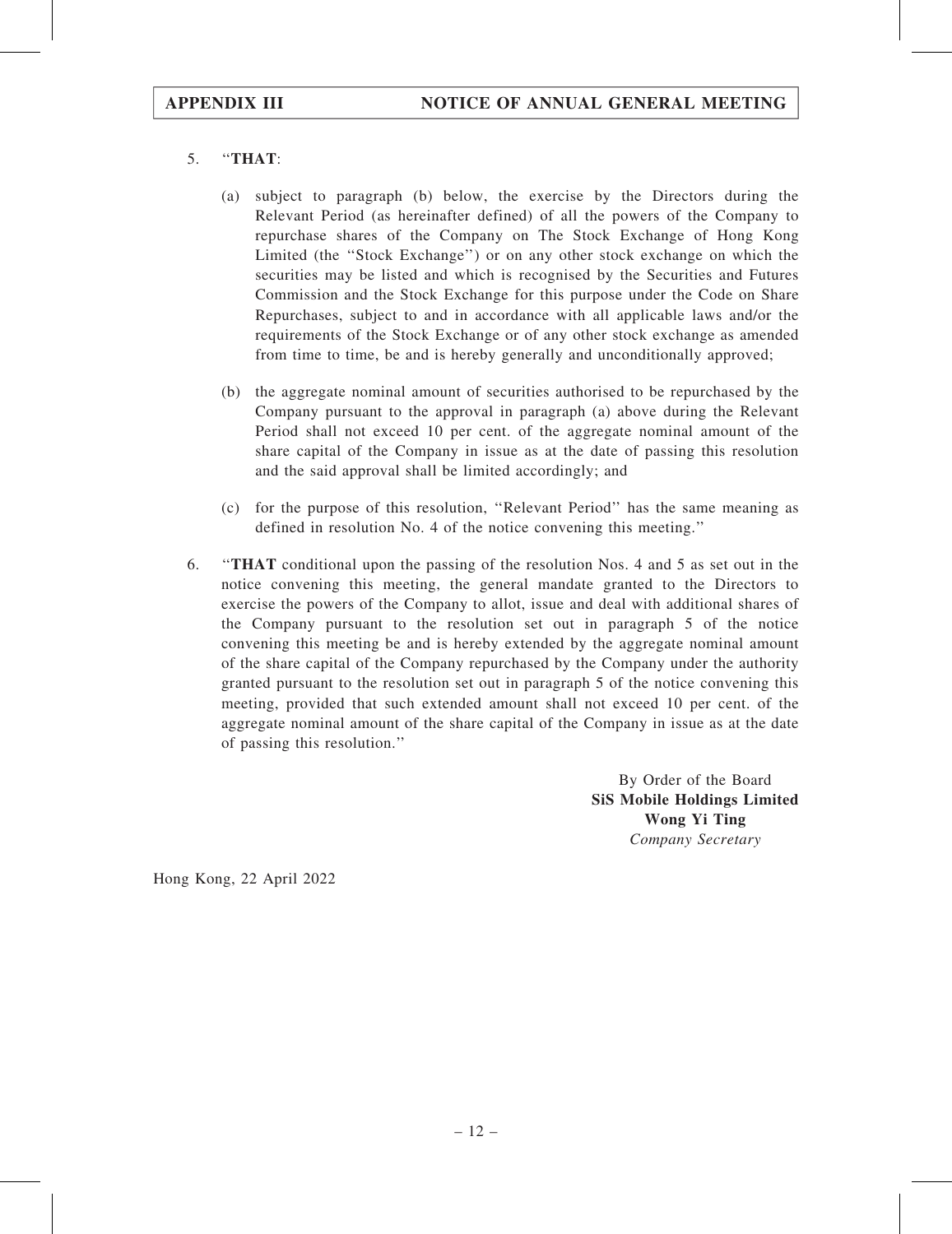5. "**THAT**:

   (a) subject to paragraph (b) below, the exercise by the Directors during the Relevant Period (as hereinafter defined) of all the powers of the Company to repurchase shares of the Company on The Stock Exchange of Hong Kong Limited (the "Stock Exchange") or on any other stock exchange on which the securities may be listed and which is recognised by the Securities and Futures Commission and the Stock Exchange for this purpose under the Code on Share Repurchases, subject to and in accordance with all applicable laws and/or the requirements of the Stock Exchange or of any other stock exchange as amended from time to time, be and is hereby generally and unconditionally approved;

   (b) the aggregate nominal amount of securities authorised to be repurchased by the Company pursuant to the approval in paragraph (a) above during the Relevant Period shall not exceed 10 per cent. of the aggregate nominal amount of the share capital of the Company in issue as at the date of passing this resolution and the said approval shall be limited accordingly; and

   (c) for the purpose of this resolution, "Relevant Period" has the same meaning as defined in resolution No. 4 of the notice convening this meeting."

6. "**THAT** conditional upon the passing of the resolution Nos. 4 and 5 as set out in the notice convening this meeting, the general mandate granted to the Directors to exercise the powers of the Company to allot, issue and deal with additional shares of the Company pursuant to the resolution set out in paragraph 5 of the notice convening this meeting be and is hereby extended by the aggregate nominal amount of the share capital of the Company repurchased by the Company under the authority granted pursuant to the resolution set out in paragraph 5 of the notice convening this meeting, provided that such extended amount shall not exceed 10 per cent. of the aggregate nominal amount of the share capital of the Company in issue as at the date of passing this resolution."

By Order of the Board
**SiS Mobile Holdings Limited**
**Wong Yi Ting**
*Company Secretary*

Hong Kong, 22 April 2022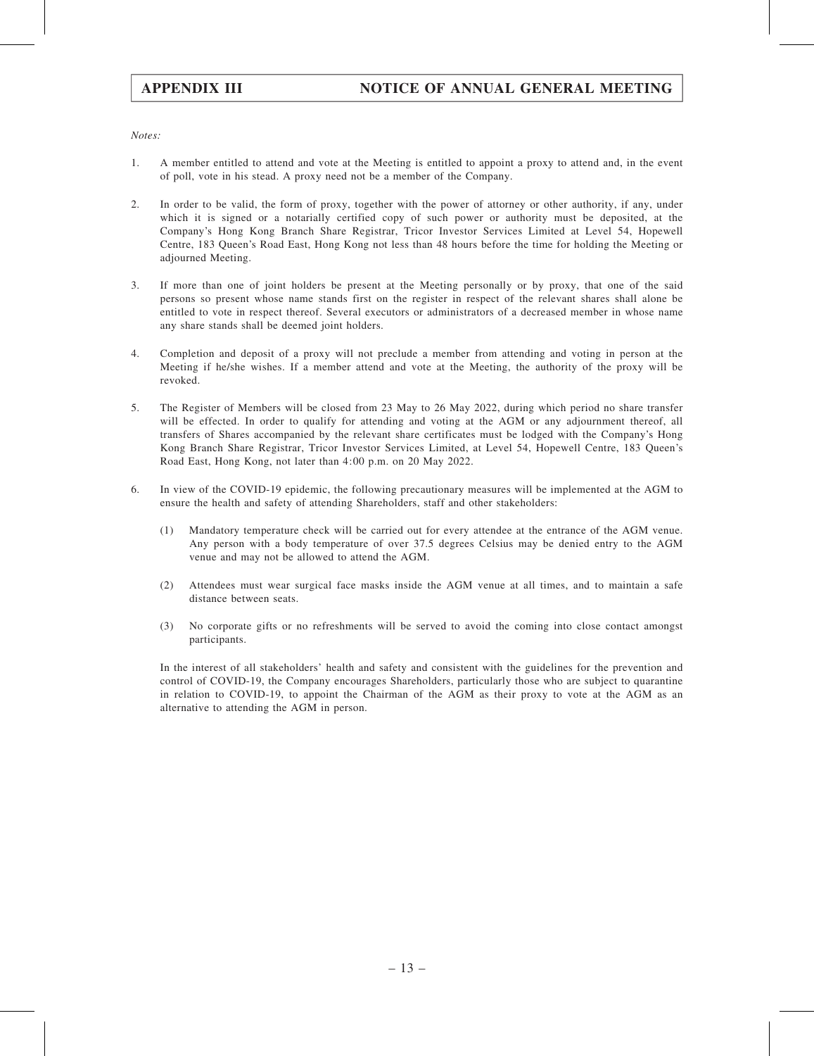*Notes:*

1. A member entitled to attend and vote at the Meeting is entitled to appoint a proxy to attend and, in the event of poll, vote in his stead. A proxy need not be a member of the Company.

2. In order to be valid, the form of proxy, together with the power of attorney or other authority, if any, under which it is signed or a notarially certified copy of such power or authority must be deposited, at the Company's Hong Kong Branch Share Registrar, Tricor Investor Services Limited at Level 54, Hopewell Centre, 183 Queen's Road East, Hong Kong not less than 48 hours before the time for holding the Meeting or adjourned Meeting.

3. If more than one of joint holders be present at the Meeting personally or by proxy, that one of the said persons so present whose name stands first on the register in respect of the relevant shares shall alone be entitled to vote in respect thereof. Several executors or administrators of a decreased member in whose name any share stands shall be deemed joint holders.

4. Completion and deposit of a proxy will not preclude a member from attending and voting in person at the Meeting if he/she wishes. If a member attend and vote at the Meeting, the authority of the proxy will be revoked.

5. The Register of Members will be closed from 23 May to 26 May 2022, during which period no share transfer will be effected. In order to qualify for attending and voting at the AGM or any adjournment thereof, all transfers of Shares accompanied by the relevant share certificates must be lodged with the Company's Hong Kong Branch Share Registrar, Tricor Investor Services Limited, at Level 54, Hopewell Centre, 183 Queen's Road East, Hong Kong, not later than 4:00 p.m. on 20 May 2022.

6. In view of the COVID-19 epidemic, the following precautionary measures will be implemented at the AGM to ensure the health and safety of attending Shareholders, staff and other stakeholders:

   (1) Mandatory temperature check will be carried out for every attendee at the entrance of the AGM venue. Any person with a body temperature of over 37.5 degrees Celsius may be denied entry to the AGM venue and may not be allowed to attend the AGM.

   (2) Attendees must wear surgical face masks inside the AGM venue at all times, and to maintain a safe distance between seats.

   (3) No corporate gifts or no refreshments will be served to avoid the coming into close contact amongst participants.

   In the interest of all stakeholders' health and safety and consistent with the guidelines for the prevention and control of COVID-19, the Company encourages Shareholders, particularly those who are subject to quarantine in relation to COVID-19, to appoint the Chairman of the AGM as their proxy to vote at the AGM as an alternative to attending the AGM in person.